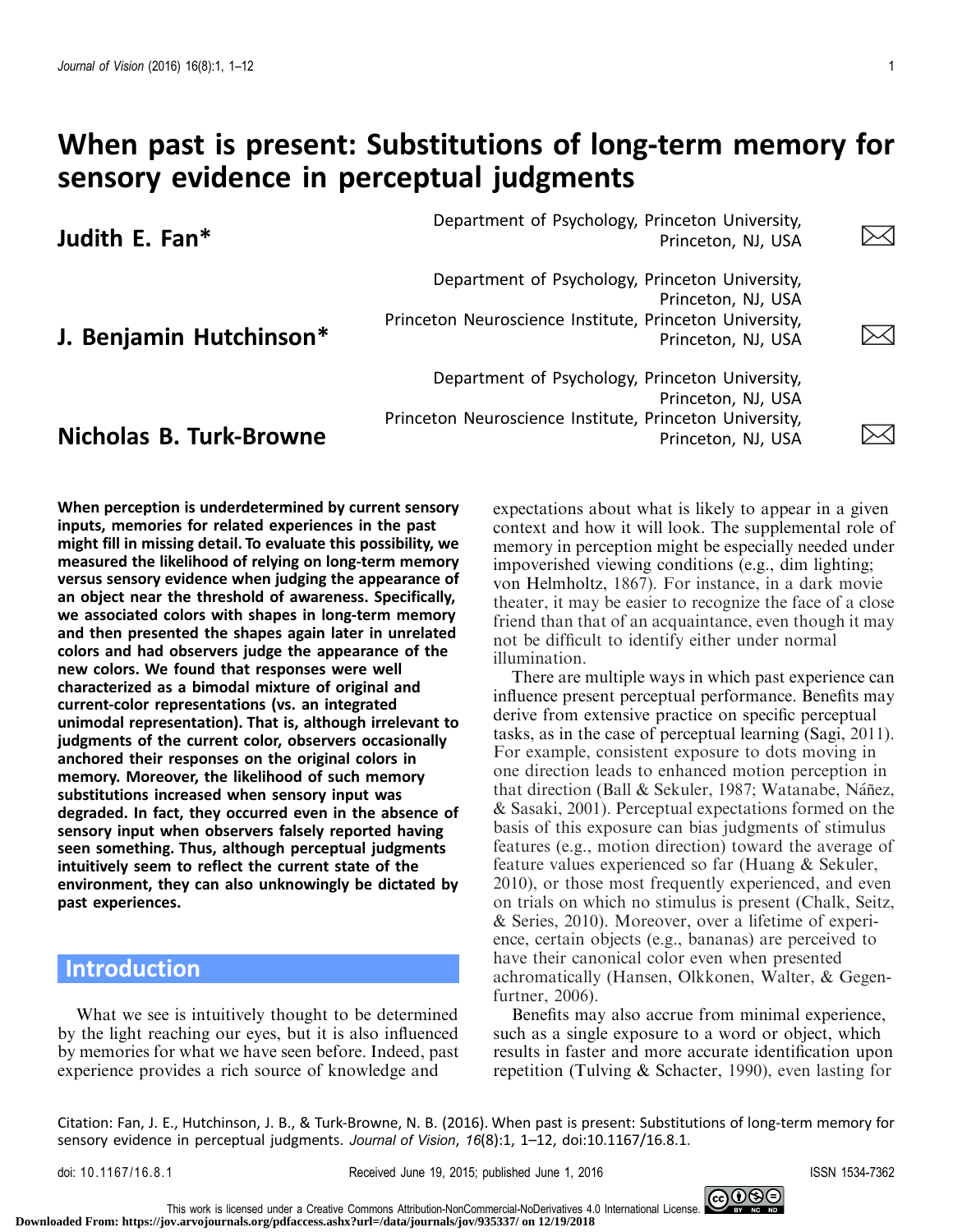# When past is present: Substitutions of long-term memory for sensory evidence in perceptual judgments

**Judith E. Fan*** — Department of Psychology, Princeton University, Princeton, NJ, USA

**J. Benjamin Hutchinson*** — Department of Psychology, Princeton University, Princeton, NJ, USA; Princeton Neuroscience Institute, Princeton University, Princeton, NJ, USA

**Nicholas B. Turk-Browne** — Department of Psychology, Princeton University, Princeton, NJ, USA; Princeton Neuroscience Institute, Princeton University, Princeton, NJ, USA

**When perception is underdetermined by current sensory inputs, memories for related experiences in the past might fill in missing detail. To evaluate this possibility, we measured the likelihood of relying on long-term memory versus sensory evidence when judging the appearance of an object near the threshold of awareness. Specifically, we associated colors with shapes in long-term memory and then presented the shapes again later in unrelated colors and had observers judge the appearance of the new colors. We found that responses were well characterized as a bimodal mixture of original and current-color representations (vs. an integrated unimodal representation). That is, although irrelevant to judgments of the current color, observers occasionally anchored their responses on the original colors in memory. Moreover, the likelihood of such memory substitutions increased when sensory input was degraded. In fact, they occurred even in the absence of sensory input when observers falsely reported having seen something. Thus, although perceptual judgments intuitively seem to reflect the current state of the environment, they can also unknowingly be dictated by past experiences.**

## Introduction

What we see is intuitively thought to be determined by the light reaching our eyes, but it is also influenced by memories for what we have seen before. Indeed, past experience provides a rich source of knowledge and expectations about what is likely to appear in a given context and how it will look. The supplemental role of memory in perception might be especially needed under impoverished viewing conditions (e.g., dim lighting; von Helmholtz, 1867). For instance, in a dark movie theater, it may be easier to recognize the face of a close friend than that of an acquaintance, even though it may not be difficult to identify either under normal illumination.

There are multiple ways in which past experience can influence present perceptual performance. Benefits may derive from extensive practice on specific perceptual tasks, as in the case of perceptual learning (Sagi, 2011). For example, consistent exposure to dots moving in one direction leads to enhanced motion perception in that direction (Ball & Sekuler, 1987; Watanabe, Náñez, & Sasaki, 2001). Perceptual expectations formed on the basis of this exposure can bias judgments of stimulus features (e.g., motion direction) toward the average of feature values experienced so far (Huang & Sekuler, 2010), or those most frequently experienced, and even on trials on which no stimulus is present (Chalk, Seitz, & Series, 2010). Moreover, over a lifetime of experience, certain objects (e.g., bananas) are perceived to have their canonical color even when presented achromatically (Hansen, Olkkonen, Walter, & Gegenfurtner, 2006).

Benefits may also accrue from minimal experience, such as a single exposure to a word or object, which results in faster and more accurate identification upon repetition (Tulving & Schacter, 1990), even lasting for

Citation: Fan, J. E., Hutchinson, J. B., & Turk-Browne, N. B. (2016). When past is present: Substitutions of long-term memory for sensory evidence in perceptual judgments. *Journal of Vision*, *16*(8):1, 1–12, doi:10.1167/16.8.1.

doi: 10.1167/16.8.1 Received June 19, 2015; published June 1, 2016 ISSN 1534-7362

This work is licensed under a Creative Commons Attribution-NonCommercial-NoDerivatives 4.0 International License.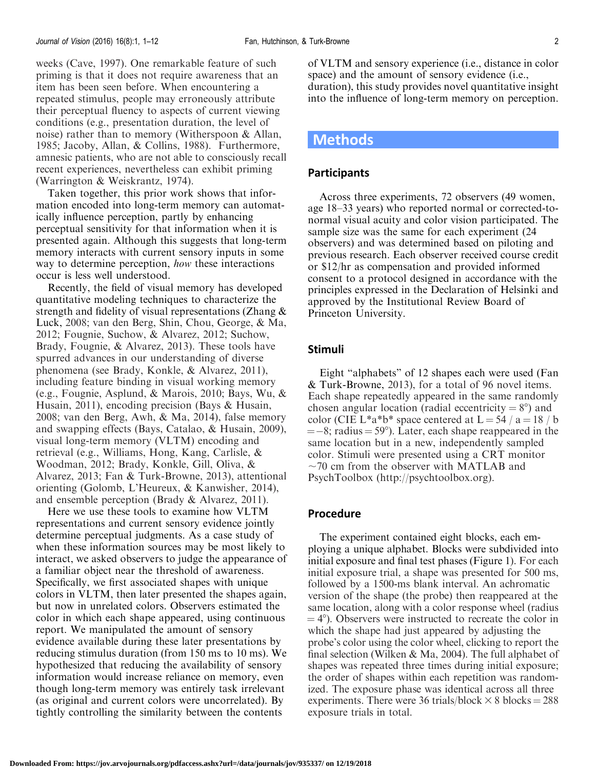weeks (Cave, 1997). One remarkable feature of such priming is that it does not require awareness that an item has been seen before. When encountering a repeated stimulus, people may erroneously attribute their perceptual fluency to aspects of current viewing conditions (e.g., presentation duration, the level of noise) rather than to memory (Witherspoon & Allan, 1985; Jacoby, Allan, & Collins, 1988). Furthermore, amnesic patients, who are not able to consciously recall recent experiences, nevertheless can exhibit priming (Warrington & Weiskrantz, 1974).

Taken together, this prior work shows that information encoded into long-term memory can automatically influence perception, partly by enhancing perceptual sensitivity for that information when it is presented again. Although this suggests that long-term memory interacts with current sensory inputs in some way to determine perception, *how* these interactions occur is less well understood.

Recently, the field of visual memory has developed quantitative modeling techniques to characterize the strength and fidelity of visual representations (Zhang & Luck, 2008; van den Berg, Shin, Chou, George, & Ma, 2012; Fougnie, Suchow, & Alvarez, 2012; Suchow, Brady, Fougnie, & Alvarez, 2013). These tools have spurred advances in our understanding of diverse phenomena (see Brady, Konkle, & Alvarez, 2011), including feature binding in visual working memory (e.g., Fougnie, Asplund, & Marois, 2010; Bays, Wu, & Husain, 2011), encoding precision (Bays & Husain, 2008; van den Berg, Awh, & Ma, 2014), false memory and swapping effects (Bays, Catalao, & Husain, 2009), visual long-term memory (VLTM) encoding and retrieval (e.g., Williams, Hong, Kang, Carlisle, & Woodman, 2012; Brady, Konkle, Gill, Oliva, & Alvarez, 2013; Fan & Turk-Browne, 2013), attentional orienting (Golomb, L'Heureux, & Kanwisher, 2014), and ensemble perception (Brady & Alvarez, 2011).

Here we use these tools to examine how VLTM representations and current sensory evidence jointly determine perceptual judgments. As a case study of when these information sources may be most likely to interact, we asked observers to judge the appearance of a familiar object near the threshold of awareness. Specifically, we first associated shapes with unique colors in VLTM, then later presented the shapes again, but now in unrelated colors. Observers estimated the color in which each shape appeared, using continuous report. We manipulated the amount of sensory evidence available during these later presentations by reducing stimulus duration (from 150 ms to 10 ms). We hypothesized that reducing the availability of sensory information would increase reliance on memory, even though long-term memory was entirely task irrelevant (as original and current colors were uncorrelated). By tightly controlling the similarity between the contents of VLTM and sensory experience (i.e., distance in color space) and the amount of sensory evidence (i.e., duration), this study provides novel quantitative insight into the influence of long-term memory on perception.

# Methods

## Participants

Across three experiments, 72 observers (49 women, age 18–33 years) who reported normal or corrected-to-normal visual acuity and color vision participated. The sample size was the same for each experiment (24 observers) and was determined based on piloting and previous research. Each observer received course credit or \$12/hr as compensation and provided informed consent to a protocol designed in accordance with the principles expressed in the Declaration of Helsinki and approved by the Institutional Review Board of Princeton University.

## Stimuli

Eight "alphabets" of 12 shapes each were used (Fan & Turk-Browne, 2013), for a total of 96 novel items. Each shape repeatedly appeared in the same randomly chosen angular location (radial eccentricity = 8°) and color (CIE L*a*b* space centered at L = 54 / a = 18 / b = −8; radius = 59°). Later, each shape reappeared in the same location but in a new, independently sampled color. Stimuli were presented using a CRT monitor ~70 cm from the observer with MATLAB and PsychToolbox (http://psychtoolbox.org).

## Procedure

The experiment contained eight blocks, each employing a unique alphabet. Blocks were subdivided into initial exposure and final test phases (Figure 1). For each initial exposure trial, a shape was presented for 500 ms, followed by a 1500-ms blank interval. An achromatic version of the shape (the probe) then reappeared at the same location, along with a color response wheel (radius = 4°). Observers were instructed to recreate the color in which the shape had just appeared by adjusting the probe's color using the color wheel, clicking to report the final selection (Wilken & Ma, 2004). The full alphabet of shapes was repeated three times during initial exposure; the order of shapes within each repetition was randomized. The exposure phase was identical across all three experiments. There were 36 trials/block × 8 blocks = 288 exposure trials in total.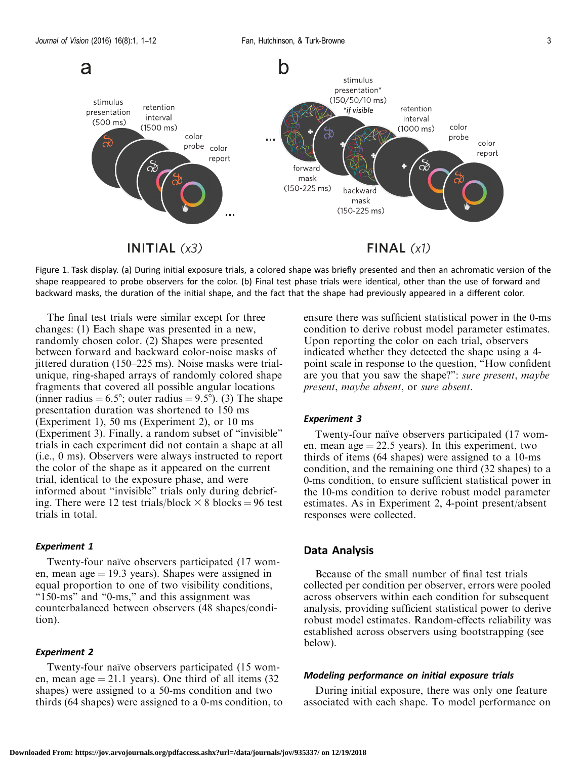Figure 1. Task display. (a) During initial exposure trials, a colored shape was briefly presented and then an achromatic version of the shape reappeared to probe observers for the color. (b) Final test phase trials were identical, other than the use of forward and backward masks, the duration of the initial shape, and the fact that the shape had previously appeared in a different color.

The final test trials were similar except for three changes: (1) Each shape was presented in a new, randomly chosen color. (2) Shapes were presented between forward and backward color-noise masks of jittered duration (150–225 ms). Noise masks were trial-unique, ring-shaped arrays of randomly colored shape fragments that covered all possible angular locations (inner radius = 6.5°; outer radius = 9.5°). (3) The shape presentation duration was shortened to 150 ms (Experiment 1), 50 ms (Experiment 2), or 10 ms (Experiment 3). Finally, a random subset of "invisible" trials in each experiment did not contain a shape at all (i.e., 0 ms). Observers were always instructed to report the color of the shape as it appeared on the current trial, identical to the exposure phase, and were informed about "invisible" trials only during debriefing. There were 12 test trials/block × 8 blocks = 96 test trials in total.

### Experiment 1

Twenty-four naïve observers participated (17 women, mean age = 19.3 years). Shapes were assigned in equal proportion to one of two visibility conditions, "150-ms" and "0-ms," and this assignment was counterbalanced between observers (48 shapes/condition).

### Experiment 2

Twenty-four naïve observers participated (15 women, mean age = 21.1 years). One third of all items (32 shapes) were assigned to a 50-ms condition and two thirds (64 shapes) were assigned to a 0-ms condition, to ensure there was sufficient statistical power in the 0-ms condition to derive robust model parameter estimates. Upon reporting the color on each trial, observers indicated whether they detected the shape using a 4-point scale in response to the question, "How confident are you that you saw the shape?": *sure present*, *maybe present*, *maybe absent*, or *sure absent*.

### Experiment 3

Twenty-four naïve observers participated (17 women, mean age = 22.5 years). In this experiment, two thirds of items (64 shapes) were assigned to a 10-ms condition, and the remaining one third (32 shapes) to a 0-ms condition, to ensure sufficient statistical power in the 10-ms condition to derive robust model parameter estimates. As in Experiment 2, 4-point present/absent responses were collected.

## Data Analysis

Because of the small number of final test trials collected per condition per observer, errors were pooled across observers within each condition for subsequent analysis, providing sufficient statistical power to derive robust model estimates. Random-effects reliability was established across observers using bootstrapping (see below).

### Modeling performance on initial exposure trials

During initial exposure, there was only one feature associated with each shape. To model performance on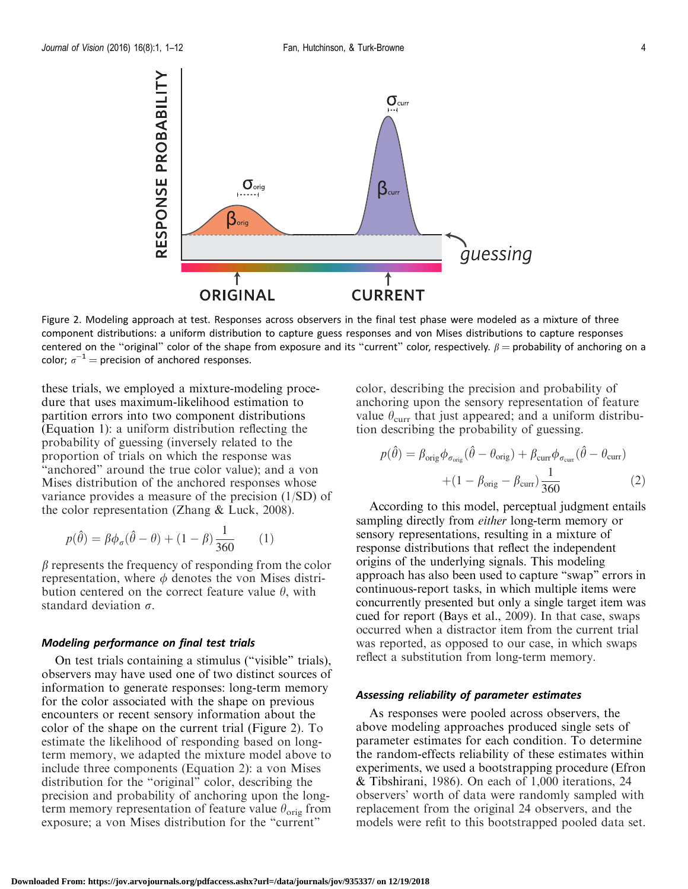Figure 2. Modeling approach at test. Responses across observers in the final test phase were modeled as a mixture of three component distributions: a uniform distribution to capture guess responses and von Mises distributions to capture responses centered on the "original" color of the shape from exposure and its "current" color, respectively. $\beta$ = probability of anchoring on a color; $\sigma^{-1}$ = precision of anchored responses.

these trials, we employed a mixture-modeling procedure that uses maximum-likelihood estimation to partition errors into two component distributions (Equation 1): a uniform distribution reflecting the probability of guessing (inversely related to the proportion of trials on which the response was "anchored" around the true color value); and a von Mises distribution of the anchored responses whose variance provides a measure of the precision (1/SD) of the color representation (Zhang & Luck, 2008).

$$p(\hat{\theta}) = \beta\phi_{\sigma}(\hat{\theta} - \theta) + (1 - \beta)\frac{1}{360} \qquad (1)$$

$\beta$ represents the frequency of responding from the color representation, where $\phi$ denotes the von Mises distribution centered on the correct feature value $\theta$, with standard deviation $\sigma$.

#### *Modeling performance on final test trials*

On test trials containing a stimulus ("visible" trials), observers may have used one of two distinct sources of information to generate responses: long-term memory for the color associated with the shape on previous encounters or recent sensory information about the color of the shape on the current trial (Figure 2). To estimate the likelihood of responding based on long-term memory, we adapted the mixture model above to include three components (Equation 2): a von Mises distribution for the "original" color, describing the precision and probability of anchoring upon the long-term memory representation of feature value $\theta_{\text{orig}}$ from exposure; a von Mises distribution for the "current" color, describing the precision and probability of anchoring upon the sensory representation of feature value $\theta_{\text{curr}}$ that just appeared; and a uniform distribution describing the probability of guessing.

$$p(\hat{\theta}) = \beta_{\text{orig}}\phi_{\sigma_{\text{orig}}}(\hat{\theta} - \theta_{\text{orig}}) + \beta_{\text{curr}}\phi_{\sigma_{\text{curr}}}(\hat{\theta} - \theta_{\text{curr}}) + (1 - \beta_{\text{orig}} - \beta_{\text{curr}})\frac{1}{360} \qquad (2)$$

According to this model, perceptual judgment entails sampling directly from *either* long-term memory or sensory representations, resulting in a mixture of response distributions that reflect the independent origins of the underlying signals. This modeling approach has also been used to capture "swap" errors in continuous-report tasks, in which multiple items were concurrently presented but only a single target item was cued for report (Bays et al., 2009). In that case, swaps occurred when a distractor item from the current trial was reported, as opposed to our case, in which swaps reflect a substitution from long-term memory.

#### *Assessing reliability of parameter estimates*

As responses were pooled across observers, the above modeling approaches produced single sets of parameter estimates for each condition. To determine the random-effects reliability of these estimates within experiments, we used a bootstrapping procedure (Efron & Tibshirani, 1986). On each of 1,000 iterations, 24 observers' worth of data were randomly sampled with replacement from the original 24 observers, and the models were refit to this bootstrapped pooled data set.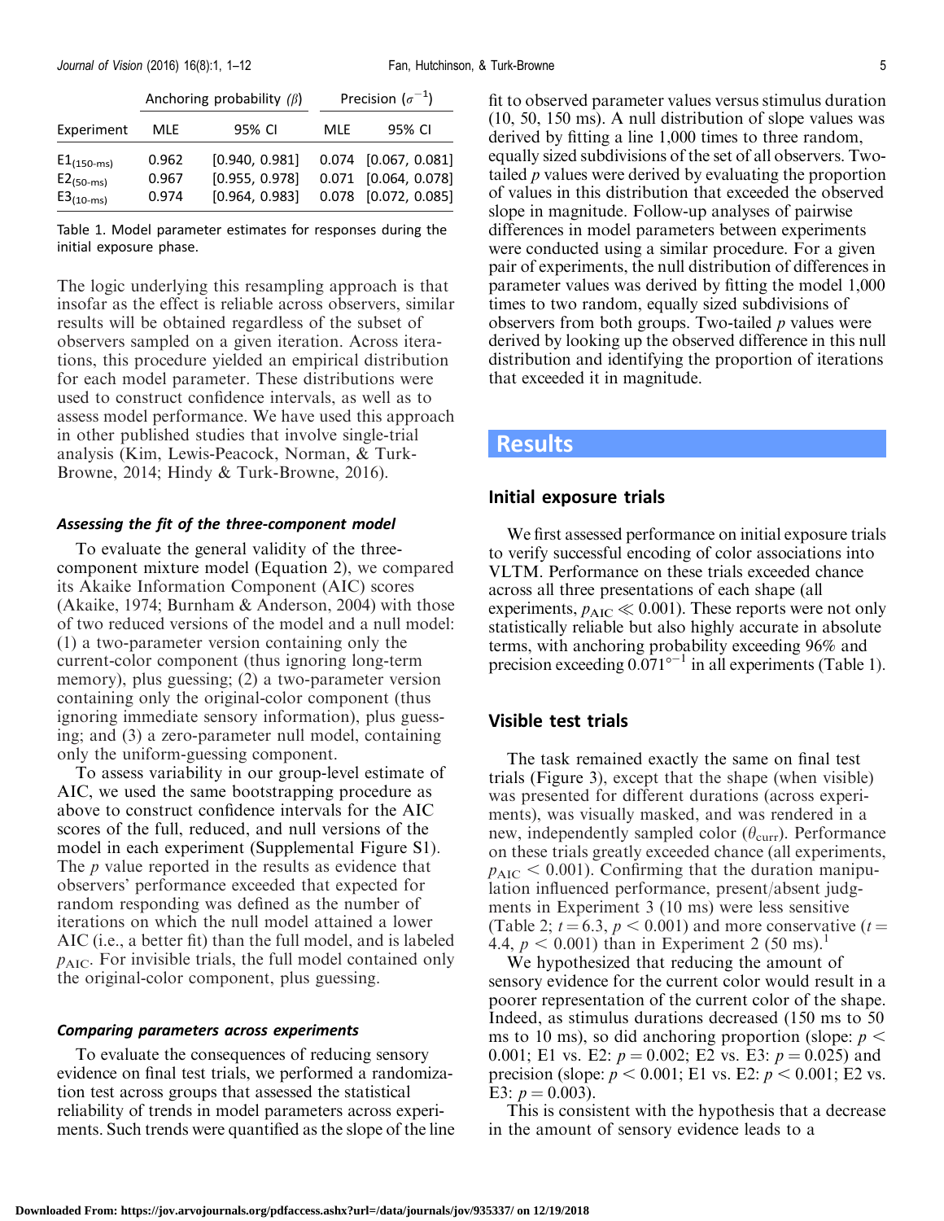| Experiment | Anchoring probability ($\beta$) | | Precision ($\sigma^{-1}$) | |
|---|---|---|---|---|
| | MLE | 95% CI | MLE | 95% CI |
| $E1_{(150\text{-ms})}$ | 0.962 | [0.940, 0.981] | 0.074 | [0.067, 0.081] |
| $E2_{(50\text{-ms})}$ | 0.967 | [0.955, 0.978] | 0.071 | [0.064, 0.078] |
| $E3_{(10\text{-ms})}$ | 0.974 | [0.964, 0.983] | 0.078 | [0.072, 0.085] |

Table 1. Model parameter estimates for responses during the initial exposure phase.

The logic underlying this resampling approach is that insofar as the effect is reliable across observers, similar results will be obtained regardless of the subset of observers sampled on a given iteration. Across iterations, this procedure yielded an empirical distribution for each model parameter. These distributions were used to construct confidence intervals, as well as to assess model performance. We have used this approach in other published studies that involve single-trial analysis (Kim, Lewis-Peacock, Norman, & Turk-Browne, 2014; Hindy & Turk-Browne, 2016).

#### *Assessing the fit of the three-component model*

To evaluate the general validity of the three-component mixture model (Equation 2), we compared its Akaike Information Component (AIC) scores (Akaike, 1974; Burnham & Anderson, 2004) with those of two reduced versions of the model and a null model: (1) a two-parameter version containing only the current-color component (thus ignoring long-term memory), plus guessing; (2) a two-parameter version containing only the original-color component (thus ignoring immediate sensory information), plus guessing; and (3) a zero-parameter null model, containing only the uniform-guessing component.

To assess variability in our group-level estimate of AIC, we used the same bootstrapping procedure as above to construct confidence intervals for the AIC scores of the full, reduced, and null versions of the model in each experiment (Supplemental Figure S1). The $p$ value reported in the results as evidence that observers' performance exceeded that expected for random responding was defined as the number of iterations on which the null model attained a lower AIC (i.e., a better fit) than the full model, and is labeled $p_{\text{AIC}}$. For invisible trials, the full model contained only the original-color component, plus guessing.

#### *Comparing parameters across experiments*

To evaluate the consequences of reducing sensory evidence on final test trials, we performed a randomization test across groups that assessed the statistical reliability of trends in model parameters across experiments. Such trends were quantified as the slope of the line fit to observed parameter values versus stimulus duration (10, 50, 150 ms). A null distribution of slope values was derived by fitting a line 1,000 times to three random, equally sized subdivisions of the set of all observers. Two-tailed $p$ values were derived by evaluating the proportion of values in this distribution that exceeded the observed slope in magnitude. Follow-up analyses of pairwise differences in model parameters between experiments were conducted using a similar procedure. For a given pair of experiments, the null distribution of differences in parameter values was derived by fitting the model 1,000 times to two random, equally sized subdivisions of observers from both groups. Two-tailed $p$ values were derived by looking up the observed difference in this null distribution and identifying the proportion of iterations that exceeded it in magnitude.

## Results

### Initial exposure trials

We first assessed performance on initial exposure trials to verify successful encoding of color associations into VLTM. Performance on these trials exceeded chance across all three presentations of each shape (all experiments, $p_{\text{AIC}} \ll 0.001$). These reports were not only statistically reliable but also highly accurate in absolute terms, with anchoring probability exceeding 96% and precision exceeding $0.071^{\circ-1}$ in all experiments (Table 1).

### Visible test trials

The task remained exactly the same on final test trials (Figure 3), except that the shape (when visible) was presented for different durations (across experiments), was visually masked, and was rendered in a new, independently sampled color ($\theta_{\text{curr}}$). Performance on these trials greatly exceeded chance (all experiments, $p_{\text{AIC}} < 0.001$). Confirming that the duration manipulation influenced performance, present/absent judgments in Experiment 3 (10 ms) were less sensitive (Table 2; $t = 6.3$, $p < 0.001$) and more conservative ($t = 4.4$, $p < 0.001$) than in Experiment 2 (50 ms).[1]

We hypothesized that reducing the amount of sensory evidence for the current color would result in a poorer representation of the current color of the shape. Indeed, as stimulus durations decreased (150 ms to 50 ms to 10 ms), so did anchoring proportion (slope: $p < 0.001$; E1 vs. E2: $p = 0.002$; E2 vs. E3: $p = 0.025$) and precision (slope: $p < 0.001$; E1 vs. E2: $p < 0.001$; E2 vs. E3: $p = 0.003$).

This is consistent with the hypothesis that a decrease in the amount of sensory evidence leads to a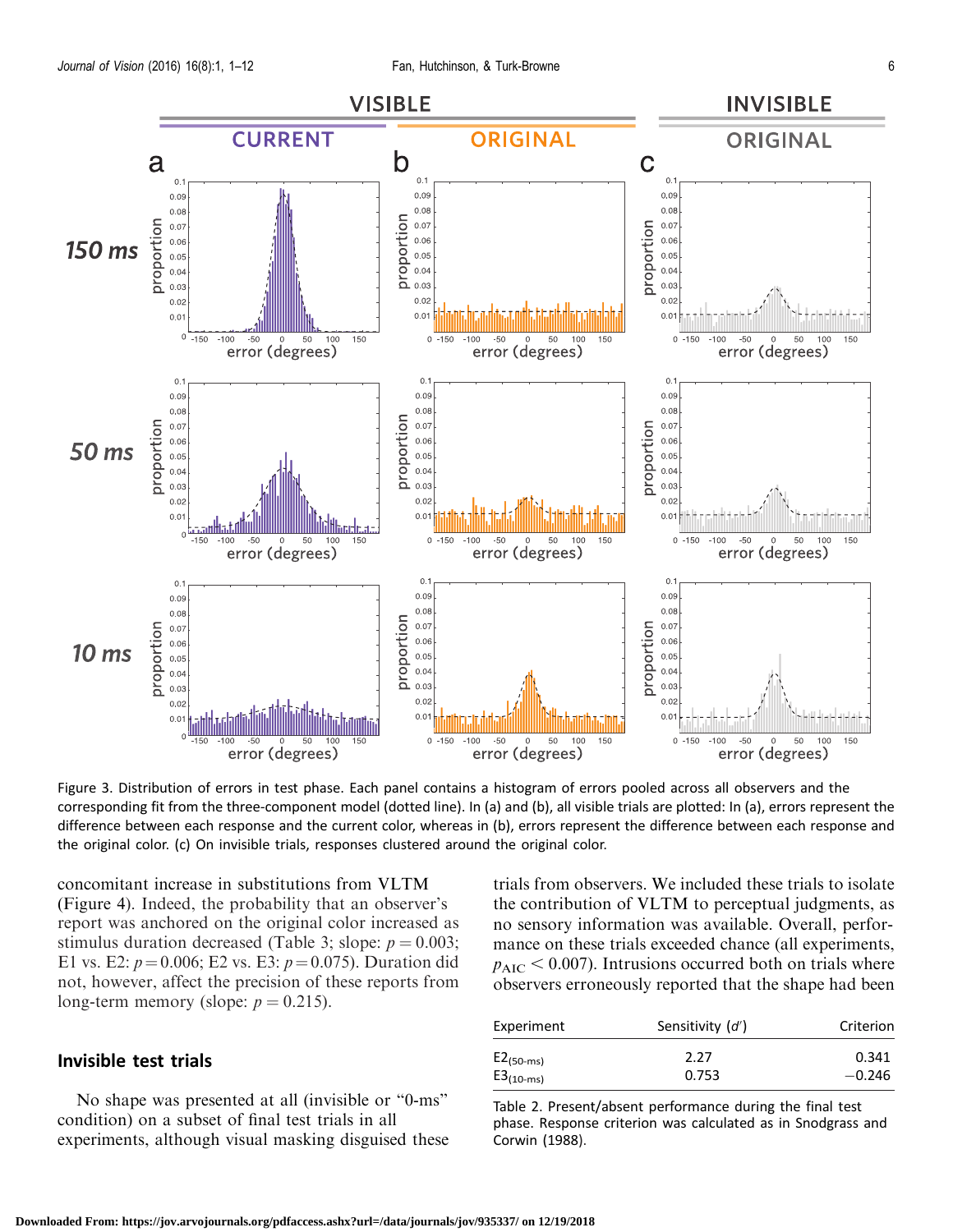Figure 3. Distribution of errors in test phase. Each panel contains a histogram of errors pooled across all observers and the corresponding fit from the three-component model (dotted line). In (a) and (b), all visible trials are plotted: In (a), errors represent the difference between each response and the current color, whereas in (b), errors represent the difference between each response and the original color. (c) On invisible trials, responses clustered around the original color.

concomitant increase in substitutions from VLTM (Figure 4). Indeed, the probability that an observer's report was anchored on the original color increased as stimulus duration decreased (Table 3; slope: $p = 0.003$; E1 vs. E2: $p = 0.006$; E2 vs. E3: $p = 0.075$). Duration did not, however, affect the precision of these reports from long-term memory (slope: $p = 0.215$).

## Invisible test trials

No shape was presented at all (invisible or "0-ms" condition) on a subset of final test trials in all experiments, although visual masking disguised these trials from observers. We included these trials to isolate the contribution of VLTM to perceptual judgments, as no sensory information was available. Overall, performance on these trials exceeded chance (all experiments, $p_{AIC} < 0.007$). Intrusions occurred both on trials where observers erroneously reported that the shape had been

| Experiment | Sensitivity ($d'$) | Criterion |
|---|---|---|
| $E2_{(50\text{-ms})}$ | 2.27 | 0.341 |
| $E3_{(10\text{-ms})}$ | 0.753 | −0.246 |

Table 2. Present/absent performance during the final test phase. Response criterion was calculated as in Snodgrass and Corwin (1988).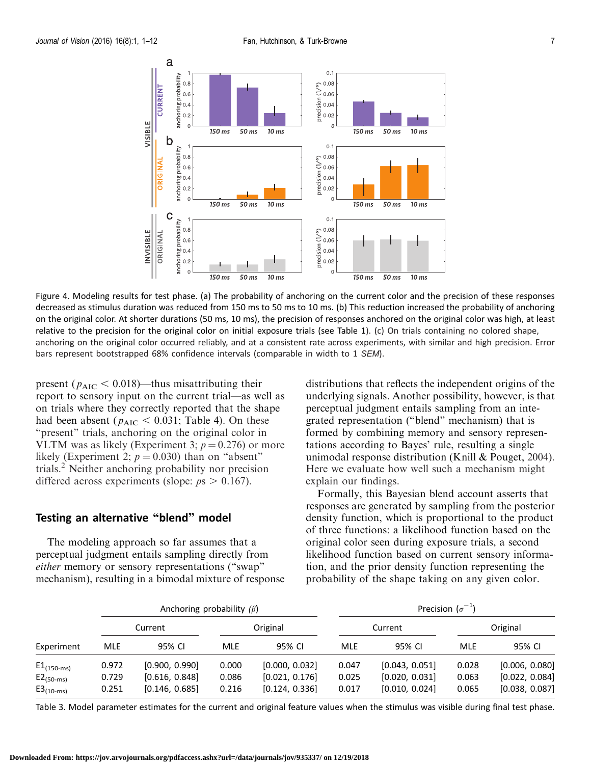Figure 4. Modeling results for test phase. (a) The probability of anchoring on the current color and the precision of these responses decreased as stimulus duration was reduced from 150 ms to 50 ms to 10 ms. (b) This reduction increased the probability of anchoring on the original color. At shorter durations (50 ms, 10 ms), the precision of responses anchored on the original color was high, at least relative to the precision for the original color on initial exposure trials (see Table 1). (c) On trials containing no colored shape, anchoring on the original color occurred reliably, and at a consistent rate across experiments, with similar and high precision. Error bars represent bootstrapped 68% confidence intervals (comparable in width to 1 *SEM*).

present ($p_{AIC} < 0.018$)—thus misattributing their report to sensory input on the current trial—as well as on trials where they correctly reported that the shape had been absent ($p_{AIC} < 0.031$; Table 4). On these "present" trials, anchoring on the original color in VLTM was as likely (Experiment 3; $p = 0.276$) or more likely (Experiment 2; $p = 0.030$) than on "absent" trials.[2] Neither anchoring probability nor precision differed across experiments (slope: $ps > 0.167$).

## Testing an alternative "blend" model

The modeling approach so far assumes that a perceptual judgment entails sampling directly from *either* memory or sensory representations ("swap" mechanism), resulting in a bimodal mixture of response distributions that reflects the independent origins of the underlying signals. Another possibility, however, is that perceptual judgment entails sampling from an integrated representation ("blend" mechanism) that is formed by combining memory and sensory representations according to Bayes' rule, resulting in a single unimodal response distribution (Knill & Pouget, 2004). Here we evaluate how well such a mechanism might explain our findings.

Formally, this Bayesian blend account asserts that responses are generated by sampling from the posterior density function, which is proportional to the product of three functions: a likelihood function based on the original color seen during exposure trials, a second likelihood function based on current sensory information, and the prior density function representing the probability of the shape taking on any given color.

| | Anchoring probability ($\beta$) | | | | Precision ($\sigma^{-1}$) | | | |
|---|---|---|---|---|---|---|---|---|
| | Current | | Original | | Current | | Original | |
| Experiment | MLE | 95% CI | MLE | 95% CI | MLE | 95% CI | MLE | 95% CI |
| $E1_{(150\text{-ms})}$ | 0.972 | [0.900, 0.990] | 0.000 | [0.000, 0.032] | 0.047 | [0.043, 0.051] | 0.028 | [0.006, 0.080] |
| $E2_{(50\text{-ms})}$ | 0.729 | [0.616, 0.848] | 0.086 | [0.021, 0.176] | 0.025 | [0.020, 0.031] | 0.063 | [0.022, 0.084] |
| $E3_{(10\text{-ms})}$ | 0.251 | [0.146, 0.685] | 0.216 | [0.124, 0.336] | 0.017 | [0.010, 0.024] | 0.065 | [0.038, 0.087] |

Table 3. Model parameter estimates for the current and original feature values when the stimulus was visible during final test phase.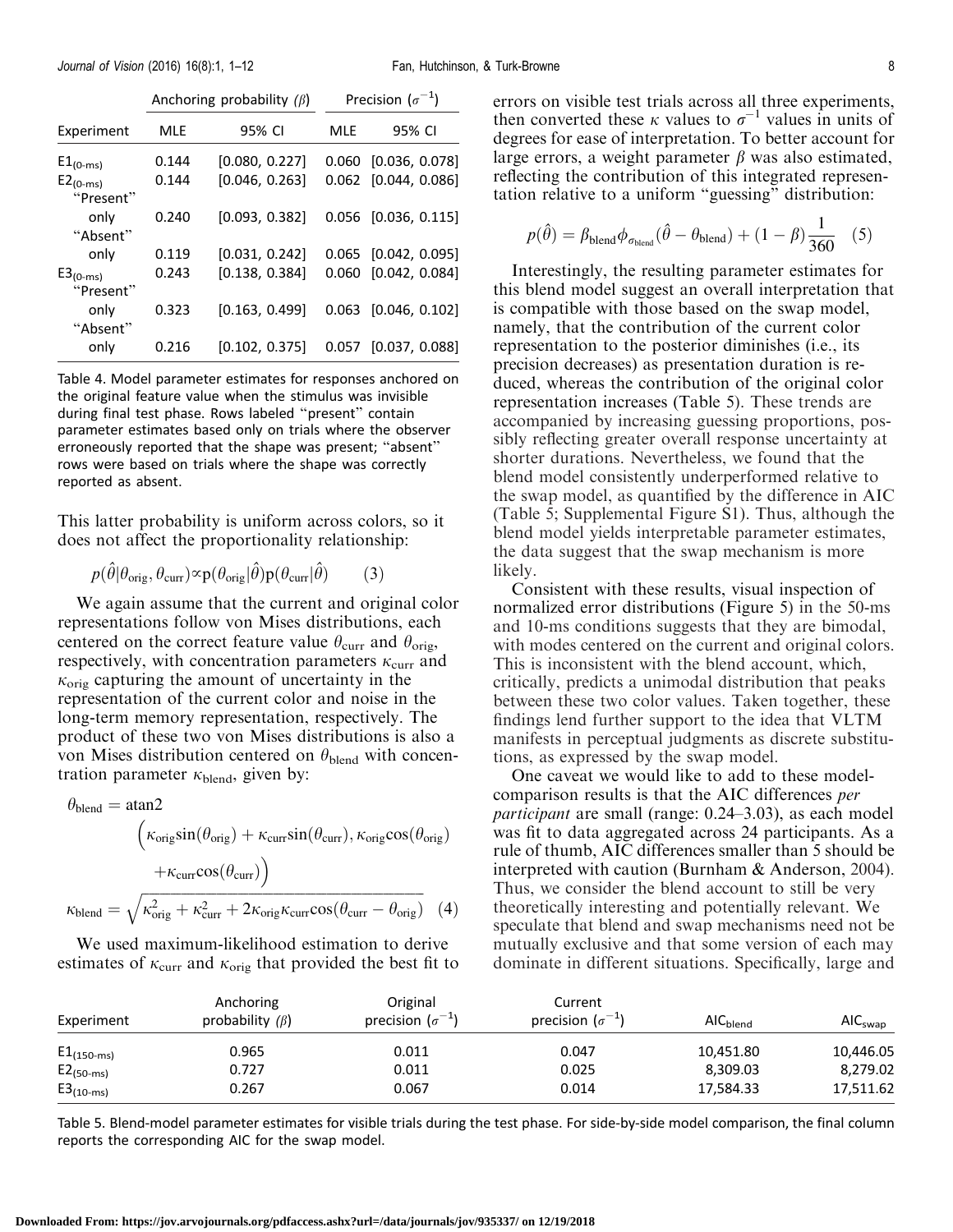| Experiment | Anchoring probability ($\beta$) | | Precision ($\sigma^{-1}$) | |
|---|---|---|---|---|
| | MLE | 95% CI | MLE | 95% CI |
| $E1_{(0\text{-ms})}$ | 0.144 | [0.080, 0.227] | 0.060 | [0.036, 0.078] |
| $E2_{(0\text{-ms})}$ | 0.144 | [0.046, 0.263] | 0.062 | [0.044, 0.086] |
| "Present" only | 0.240 | [0.093, 0.382] | 0.056 | [0.036, 0.115] |
| "Absent" only | 0.119 | [0.031, 0.242] | 0.065 | [0.042, 0.095] |
| $E3_{(0\text{-ms})}$ | 0.243 | [0.138, 0.384] | 0.060 | [0.042, 0.084] |
| "Present" only | 0.323 | [0.163, 0.499] | 0.063 | [0.046, 0.102] |
| "Absent" only | 0.216 | [0.102, 0.375] | 0.057 | [0.037, 0.088] |

Table 4. Model parameter estimates for responses anchored on the original feature value when the stimulus was invisible during final test phase. Rows labeled "present" contain parameter estimates based only on trials where the observer erroneously reported that the shape was present; "absent" rows were based on trials where the shape was correctly reported as absent.

This latter probability is uniform across colors, so it does not affect the proportionality relationship:

$$p(\hat{\theta}|\theta_{\text{orig}}, \theta_{\text{curr}}) \propto p(\theta_{\text{orig}}|\hat{\theta})p(\theta_{\text{curr}}|\hat{\theta}) \qquad (3)$$

We again assume that the current and original color representations follow von Mises distributions, each centered on the correct feature value $\theta_{\text{curr}}$ and $\theta_{\text{orig}}$, respectively, with concentration parameters $\kappa_{\text{curr}}$ and $\kappa_{\text{orig}}$ capturing the amount of uncertainty in the representation of the current color and noise in the long-term memory representation, respectively. The product of these two von Mises distributions is also a von Mises distribution centered on $\theta_{\text{blend}}$ with concentration parameter $\kappa_{\text{blend}}$, given by:

$$\theta_{\text{blend}} = \text{atan2}\Big(\kappa_{\text{orig}}\sin(\theta_{\text{orig}}) + \kappa_{\text{curr}}\sin(\theta_{\text{curr}}), \kappa_{\text{orig}}\cos(\theta_{\text{orig}}) + \kappa_{\text{curr}}\cos(\theta_{\text{curr}})\Big)$$

$$\kappa_{\text{blend}} = \sqrt{\kappa_{\text{orig}}^2 + \kappa_{\text{curr}}^2 + 2\kappa_{\text{orig}}\kappa_{\text{curr}}\cos(\theta_{\text{curr}} - \theta_{\text{orig}})} \qquad (4)$$

We used maximum-likelihood estimation to derive estimates of $\kappa_{\text{curr}}$ and $\kappa_{\text{orig}}$ that provided the best fit to errors on visible test trials across all three experiments, then converted these $\kappa$ values to $\sigma^{-1}$ values in units of degrees for ease of interpretation. To better account for large errors, a weight parameter $\beta$ was also estimated, reflecting the contribution of this integrated representation relative to a uniform "guessing" distribution:

$$p(\hat{\theta}) = \beta_{\text{blend}}\phi_{\sigma_{\text{blend}}}(\hat{\theta} - \theta_{\text{blend}}) + (1 - \beta)\frac{1}{360} \qquad (5)$$

Interestingly, the resulting parameter estimates for this blend model suggest an overall interpretation that is compatible with those based on the swap model, namely, that the contribution of the current color representation to the posterior diminishes (i.e., its precision decreases) as presentation duration is reduced, whereas the contribution of the original color representation increases (Table 5). These trends are accompanied by increasing guessing proportions, possibly reflecting greater overall response uncertainty at shorter durations. Nevertheless, we found that the blend model consistently underperformed relative to the swap model, as quantified by the difference in AIC (Table 5; Supplemental Figure S1). Thus, although the blend model yields interpretable parameter estimates, the data suggest that the swap mechanism is more likely.

Consistent with these results, visual inspection of normalized error distributions (Figure 5) in the 50-ms and 10-ms conditions suggests that they are bimodal, with modes centered on the current and original colors. This is inconsistent with the blend account, which, critically, predicts a unimodal distribution that peaks between these two color values. Taken together, these findings lend further support to the idea that VLTM manifests in perceptual judgments as discrete substitutions, as expressed by the swap model.

One caveat we would like to add to these model-comparison results is that the AIC differences *per participant* are small (range: 0.24–3.03), as each model was fit to data aggregated across 24 participants. As a rule of thumb, AIC differences smaller than 5 should be interpreted with caution (Burnham & Anderson, 2004). Thus, we consider the blend account to still be very theoretically interesting and potentially relevant. We speculate that blend and swap mechanisms need not be mutually exclusive and that some version of each may dominate in different situations. Specifically, large and

| Experiment | Anchoring probability ($\beta$) | Original precision ($\sigma^{-1}$) | Current precision ($\sigma^{-1}$) | $AIC_{\text{blend}}$ | $AIC_{\text{swap}}$ |
|---|---|---|---|---|---|
| $E1_{(150\text{-ms})}$ | 0.965 | 0.011 | 0.047 | 10,451.80 | 10,446.05 |
| $E2_{(50\text{-ms})}$ | 0.727 | 0.011 | 0.025 | 8,309.03 | 8,279.02 |
| $E3_{(10\text{-ms})}$ | 0.267 | 0.067 | 0.014 | 17,584.33 | 17,511.62 |

Table 5. Blend-model parameter estimates for visible trials during the test phase. For side-by-side model comparison, the final column reports the corresponding AIC for the swap model.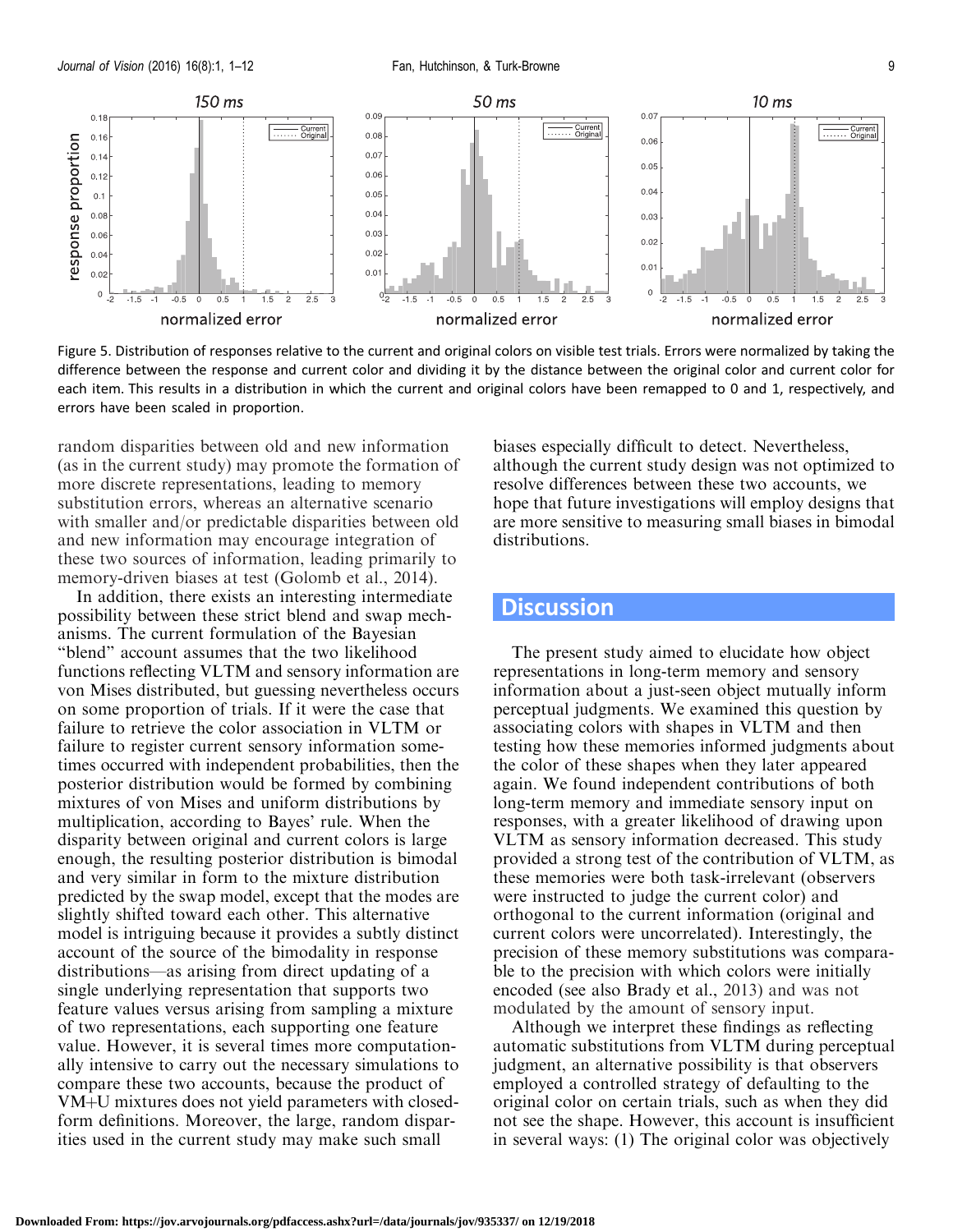150 ms

50 ms

10 ms

response proportion

normalized error

Current
Original

Figure 5. Distribution of responses relative to the current and original colors on visible test trials. Errors were normalized by taking the difference between the response and current color and dividing it by the distance between the original color and current color for each item. This results in a distribution in which the current and original colors have been remapped to 0 and 1, respectively, and errors have been scaled in proportion.

random disparities between old and new information (as in the current study) may promote the formation of more discrete representations, leading to memory substitution errors, whereas an alternative scenario with smaller and/or predictable disparities between old and new information may encourage integration of these two sources of information, leading primarily to memory-driven biases at test (Golomb et al., 2014).

In addition, there exists an interesting intermediate possibility between these strict blend and swap mechanisms. The current formulation of the Bayesian "blend" account assumes that the two likelihood functions reflecting VLTM and sensory information are von Mises distributed, but guessing nevertheless occurs on some proportion of trials. If it were the case that failure to retrieve the color association in VLTM or failure to register current sensory information sometimes occurred with independent probabilities, then the posterior distribution would be formed by combining mixtures of von Mises and uniform distributions by multiplication, according to Bayes' rule. When the disparity between original and current colors is large enough, the resulting posterior distribution is bimodal and very similar in form to the mixture distribution predicted by the swap model, except that the modes are slightly shifted toward each other. This alternative model is intriguing because it provides a subtly distinct account of the source of the bimodality in response distributions—as arising from direct updating of a single underlying representation that supports two feature values versus arising from sampling a mixture of two representations, each supporting one feature value. However, it is several times more computationally intensive to carry out the necessary simulations to compare these two accounts, because the product of VM+U mixtures does not yield parameters with closed-form definitions. Moreover, the large, random disparities used in the current study may make such small biases especially difficult to detect. Nevertheless, although the current study design was not optimized to resolve differences between these two accounts, we hope that future investigations will employ designs that are more sensitive to measuring small biases in bimodal distributions.

## Discussion

The present study aimed to elucidate how object representations in long-term memory and sensory information about a just-seen object mutually inform perceptual judgments. We examined this question by associating colors with shapes in VLTM and then testing how these memories informed judgments about the color of these shapes when they later appeared again. We found independent contributions of both long-term memory and immediate sensory input on responses, with a greater likelihood of drawing upon VLTM as sensory information decreased. This study provided a strong test of the contribution of VLTM, as these memories were both task-irrelevant (observers were instructed to judge the current color) and orthogonal to the current information (original and current colors were uncorrelated). Interestingly, the precision of these memory substitutions was comparable to the precision with which colors were initially encoded (see also Brady et al., 2013) and was not modulated by the amount of sensory input.

Although we interpret these findings as reflecting automatic substitutions from VLTM during perceptual judgment, an alternative possibility is that observers employed a controlled strategy of defaulting to the original color on certain trials, such as when they did not see the shape. However, this account is insufficient in several ways: (1) The original color was objectively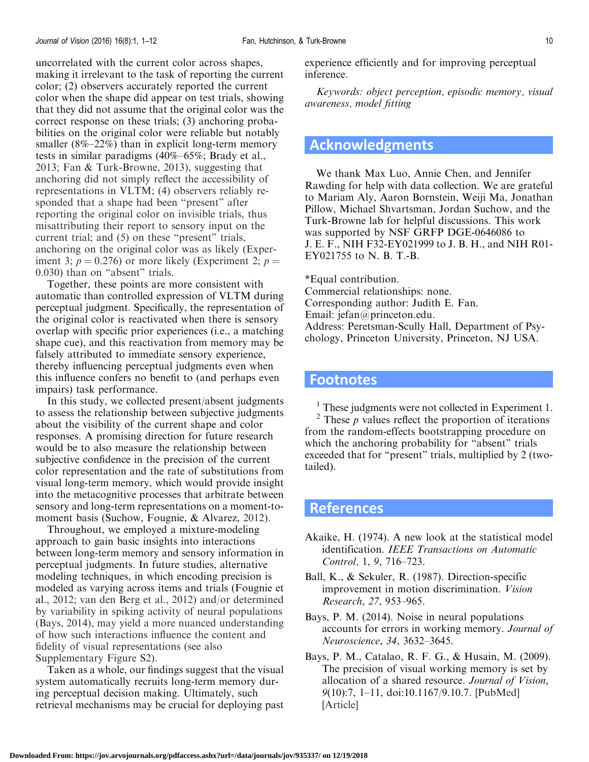uncorrelated with the current color across shapes, making it irrelevant to the task of reporting the current color; (2) observers accurately reported the current color when the shape did appear on test trials, showing that they did not assume that the original color was the correct response on these trials; (3) anchoring probabilities on the original color were reliable but notably smaller (8%–22%) than in explicit long-term memory tests in similar paradigms (40%–65%; Brady et al., 2013; Fan & Turk-Browne, 2013), suggesting that anchoring did not simply reflect the accessibility of representations in VLTM; (4) observers reliably responded that a shape had been "present" after reporting the original color on invisible trials, thus misattributing their report to sensory input on the current trial; and (5) on these "present" trials, anchoring on the original color was as likely (Experiment 3; $p = 0.276$) or more likely (Experiment 2; $p = 0.030$) than on "absent" trials.

Together, these points are more consistent with automatic than controlled expression of VLTM during perceptual judgment. Specifically, the representation of the original color is reactivated when there is sensory overlap with specific prior experiences (i.e., a matching shape cue), and this reactivation from memory may be falsely attributed to immediate sensory experience, thereby influencing perceptual judgments even when this influence confers no benefit to (and perhaps even impairs) task performance.

In this study, we collected present/absent judgments to assess the relationship between subjective judgments about the visibility of the current shape and color responses. A promising direction for future research would be to also measure the relationship between subjective confidence in the precision of the current color representation and the rate of substitutions from visual long-term memory, which would provide insight into the metacognitive processes that arbitrate between sensory and long-term representations on a moment-to-moment basis (Suchow, Fougnie, & Alvarez, 2012).

Throughout, we employed a mixture-modeling approach to gain basic insights into interactions between long-term memory and sensory information in perceptual judgments. In future studies, alternative modeling techniques, in which encoding precision is modeled as varying across items and trials (Fougnie et al., 2012; van den Berg et al., 2012) and/or determined by variability in spiking activity of neural populations (Bays, 2014), may yield a more nuanced understanding of how such interactions influence the content and fidelity of visual representations (see also Supplementary Figure S2).

Taken as a whole, our findings suggest that the visual system automatically recruits long-term memory during perceptual decision making. Ultimately, such retrieval mechanisms may be crucial for deploying past experience efficiently and for improving perceptual inference.

*Keywords: object perception, episodic memory, visual awareness, model fitting*

## Acknowledgments

We thank Max Luo, Annie Chen, and Jennifer Rawding for help with data collection. We are grateful to Mariam Aly, Aaron Bornstein, Weiji Ma, Jonathan Pillow, Michael Shvartsman, Jordan Suchow, and the Turk-Browne lab for helpful discussions. This work was supported by NSF GRFP DGE-0646086 to J. E. F., NIH F32-EY021999 to J. B. H., and NIH R01-EY021755 to N. B. T.-B.

*Equal contribution.
Commercial relationships: none.
Corresponding author: Judith E. Fan.
Email: jefan@princeton.edu.
Address: Peretsman-Scully Hall, Department of Psychology, Princeton University, Princeton, NJ USA.

## Footnotes

[1] These judgments were not collected in Experiment 1.

[2] These $p$ values reflect the proportion of iterations from the random-effects bootstrapping procedure on which the anchoring probability for "absent" trials exceeded that for "present" trials, multiplied by 2 (two-tailed).

## References

Akaike, H. (1974). A new look at the statistical model identification. *IEEE Transactions on Automatic Control,* 1, *9*, 716–723.

Ball, K., & Sekuler, R. (1987). Direction-specific improvement in motion discrimination. *Vision Research*, *27*, 953–965.

Bays, P. M. (2014). Noise in neural populations accounts for errors in working memory. *Journal of Neuroscience*, *34*, 3632–3645.

Bays, P. M., Catalao, R. F. G., & Husain, M. (2009). The precision of visual working memory is set by allocation of a shared resource. *Journal of Vision*, *9*(10):7, 1–11, doi:10.1167/9.10.7. [PubMed] [Article]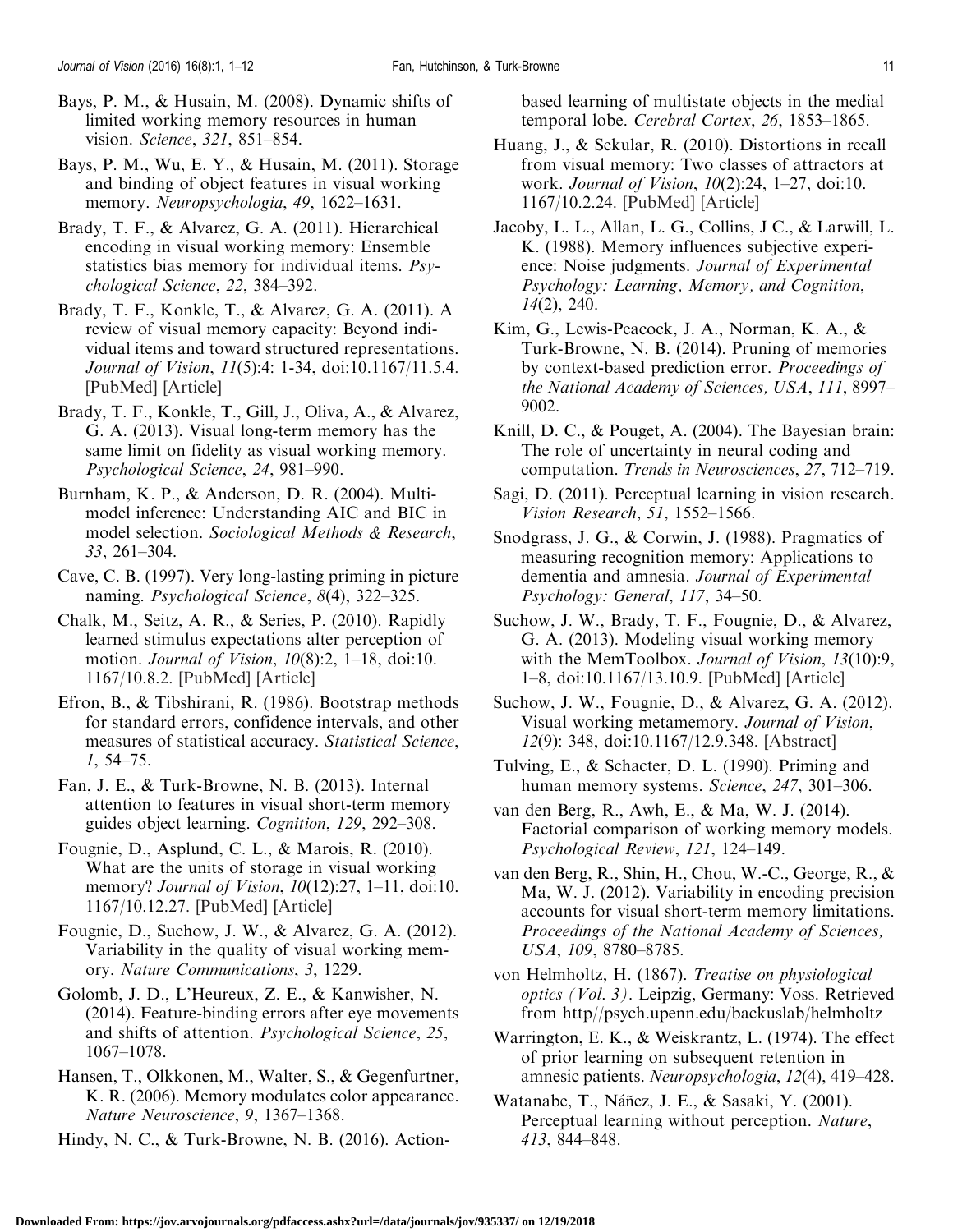Bays, P. M., & Husain, M. (2008). Dynamic shifts of limited working memory resources in human vision. *Science*, *321*, 851–854.

Bays, P. M., Wu, E. Y., & Husain, M. (2011). Storage and binding of object features in visual working memory. *Neuropsychologia*, *49*, 1622–1631.

Brady, T. F., & Alvarez, G. A. (2011). Hierarchical encoding in visual working memory: Ensemble statistics bias memory for individual items. *Psychological Science*, *22*, 384–392.

Brady, T. F., Konkle, T., & Alvarez, G. A. (2011). A review of visual memory capacity: Beyond individual items and toward structured representations. *Journal of Vision*, *11*(5):4: 1-34, doi:10.1167/11.5.4. [PubMed] [Article]

Brady, T. F., Konkle, T., Gill, J., Oliva, A., & Alvarez, G. A. (2013). Visual long-term memory has the same limit on fidelity as visual working memory. *Psychological Science*, *24*, 981–990.

Burnham, K. P., & Anderson, D. R. (2004). Multimodel inference: Understanding AIC and BIC in model selection. *Sociological Methods & Research*, *33*, 261–304.

Cave, C. B. (1997). Very long-lasting priming in picture naming. *Psychological Science*, *8*(4), 322–325.

Chalk, M., Seitz, A. R., & Series, P. (2010). Rapidly learned stimulus expectations alter perception of motion. *Journal of Vision*, *10*(8):2, 1–18, doi:10.1167/10.8.2. [PubMed] [Article]

Efron, B., & Tibshirani, R. (1986). Bootstrap methods for standard errors, confidence intervals, and other measures of statistical accuracy. *Statistical Science*, *1*, 54–75.

Fan, J. E., & Turk-Browne, N. B. (2013). Internal attention to features in visual short-term memory guides object learning. *Cognition*, *129*, 292–308.

Fougnie, D., Asplund, C. L., & Marois, R. (2010). What are the units of storage in visual working memory? *Journal of Vision*, *10*(12):27, 1–11, doi:10.1167/10.12.27. [PubMed] [Article]

Fougnie, D., Suchow, J. W., & Alvarez, G. A. (2012). Variability in the quality of visual working memory. *Nature Communications*, *3*, 1229.

Golomb, J. D., L'Heureux, Z. E., & Kanwisher, N. (2014). Feature-binding errors after eye movements and shifts of attention. *Psychological Science*, *25*, 1067–1078.

Hansen, T., Olkkonen, M., Walter, S., & Gegenfurtner, K. R. (2006). Memory modulates color appearance. *Nature Neuroscience*, *9*, 1367–1368.

Hindy, N. C., & Turk-Browne, N. B. (2016). Action-based learning of multistate objects in the medial temporal lobe. *Cerebral Cortex*, *26*, 1853–1865.

Huang, J., & Sekular, R. (2010). Distortions in recall from visual memory: Two classes of attractors at work. *Journal of Vision*, *10*(2):24, 1–27, doi:10.1167/10.2.24. [PubMed] [Article]

Jacoby, L. L., Allan, L. G., Collins, J C., & Larwill, L. K. (1988). Memory influences subjective experience: Noise judgments. *Journal of Experimental Psychology: Learning, Memory, and Cognition*, *14*(2), 240.

Kim, G., Lewis-Peacock, J. A., Norman, K. A., & Turk-Browne, N. B. (2014). Pruning of memories by context-based prediction error. *Proceedings of the National Academy of Sciences, USA*, *111*, 8997–9002.

Knill, D. C., & Pouget, A. (2004). The Bayesian brain: The role of uncertainty in neural coding and computation. *Trends in Neurosciences*, *27*, 712–719.

Sagi, D. (2011). Perceptual learning in vision research. *Vision Research*, *51*, 1552–1566.

Snodgrass, J. G., & Corwin, J. (1988). Pragmatics of measuring recognition memory: Applications to dementia and amnesia. *Journal of Experimental Psychology: General*, *117*, 34–50.

Suchow, J. W., Brady, T. F., Fougnie, D., & Alvarez, G. A. (2013). Modeling visual working memory with the MemToolbox. *Journal of Vision*, *13*(10):9, 1–8, doi:10.1167/13.10.9. [PubMed] [Article]

Suchow, J. W., Fougnie, D., & Alvarez, G. A. (2012). Visual working metamemory. *Journal of Vision*, *12*(9): 348, doi:10.1167/12.9.348. [Abstract]

Tulving, E., & Schacter, D. L. (1990). Priming and human memory systems. *Science*, *247*, 301–306.

van den Berg, R., Awh, E., & Ma, W. J. (2014). Factorial comparison of working memory models. *Psychological Review*, *121*, 124–149.

van den Berg, R., Shin, H., Chou, W.-C., George, R., & Ma, W. J. (2012). Variability in encoding precision accounts for visual short-term memory limitations. *Proceedings of the National Academy of Sciences, USA*, *109*, 8780–8785.

von Helmholtz, H. (1867). *Treatise on physiological optics (Vol. 3)*. Leipzig, Germany: Voss. Retrieved from http//psych.upenn.edu/backuslab/helmholtz

Warrington, E. K., & Weiskrantz, L. (1974). The effect of prior learning on subsequent retention in amnesic patients. *Neuropsychologia*, *12*(4), 419–428.

Watanabe, T., Náñez, J. E., & Sasaki, Y. (2001). Perceptual learning without perception. *Nature*, *413*, 844–848.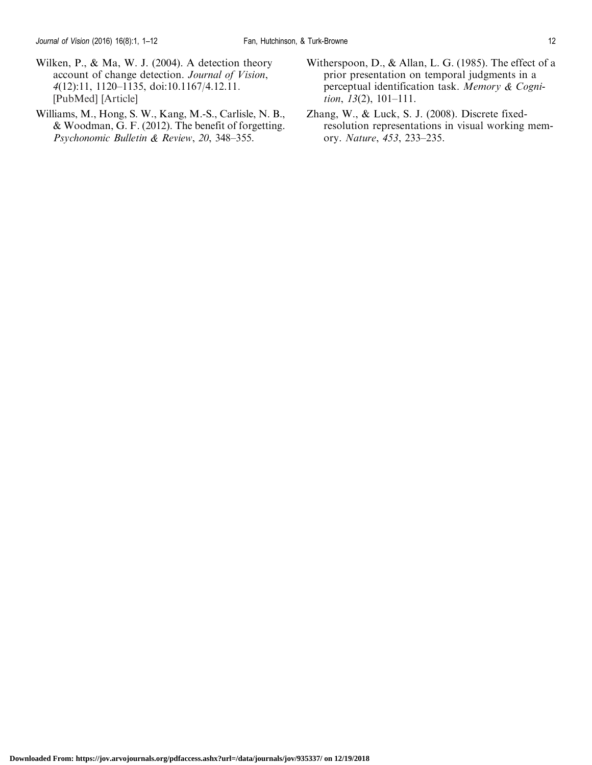Wilken, P., & Ma, W. J. (2004). A detection theory account of change detection. *Journal of Vision*, *4*(12):11, 1120–1135, doi:10.1167/4.12.11. [PubMed] [Article]

Williams, M., Hong, S. W., Kang, M.-S., Carlisle, N. B., & Woodman, G. F. (2012). The benefit of forgetting. *Psychonomic Bulletin & Review*, *20*, 348–355.

Witherspoon, D., & Allan, L. G. (1985). The effect of a prior presentation on temporal judgments in a perceptual identification task. *Memory & Cognition*, *13*(2), 101–111.

Zhang, W., & Luck, S. J. (2008). Discrete fixed-resolution representations in visual working memory. *Nature*, *453*, 233–235.

**Downloaded From: https://jov.arvojournals.org/pdfaccess.ashx?url=/data/journals/jov/935337/ on 12/19/2018**